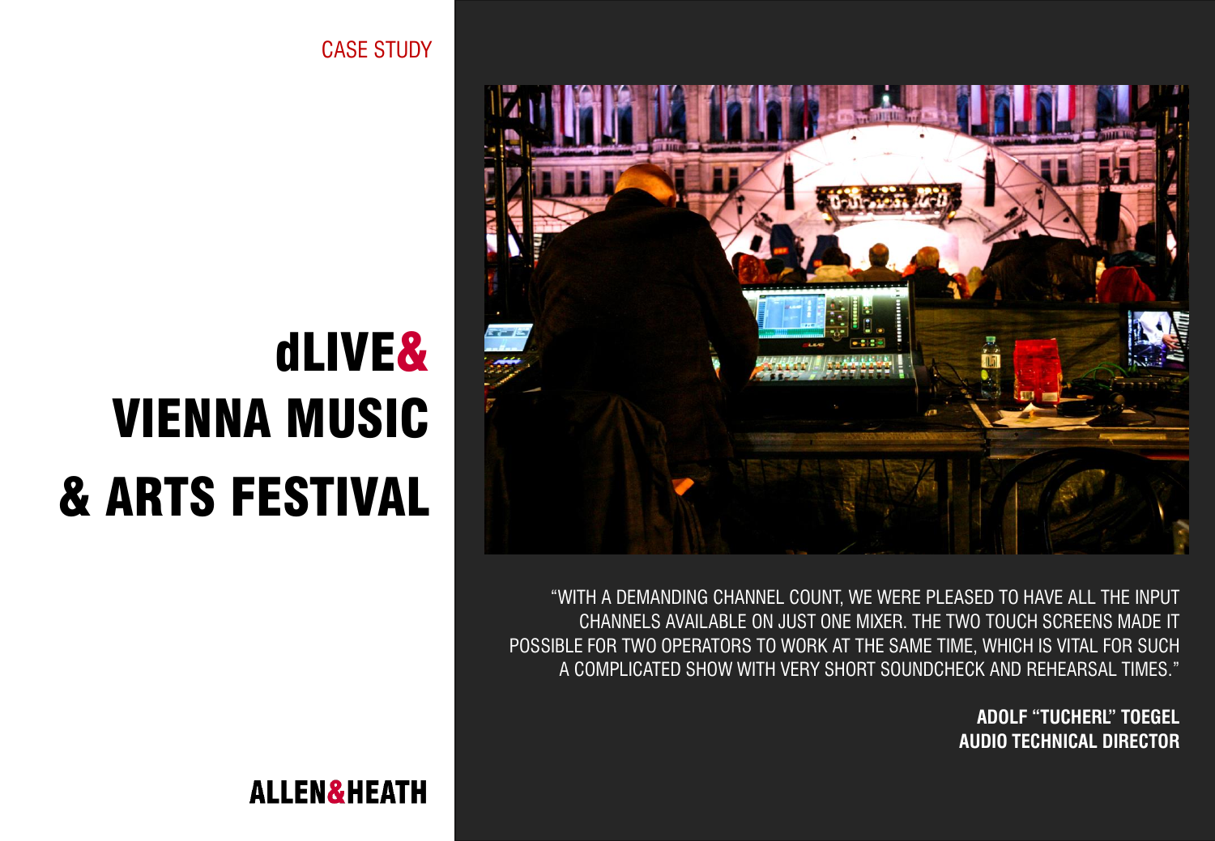CASE STUDY

# dLIVE& VIENNA MUSIC & ARTS FESTIVAL

"WITH A DEMANDING CHANNEL COUNT, WE WERE PLEASED TO HAVE ALL THE INPUT CHANNELS AVAILABLE ON JUST ONE MIXER. THE TWO TOUCH SCREENS MADE IT POSSIBLE FOR TWO OPERATORS TO WORK AT THE SAME TIME, WHICH IS VITAL FOR SUCH A COMPLICATED SHOW WITH VERY SHORT SOUNDCHECK AND REHEARSAL TIMES."

**ADOLF "TUCHERL" TOEGEL**
**AUDIO TECHNICAL DIRECTOR**

ALLEN&HEATH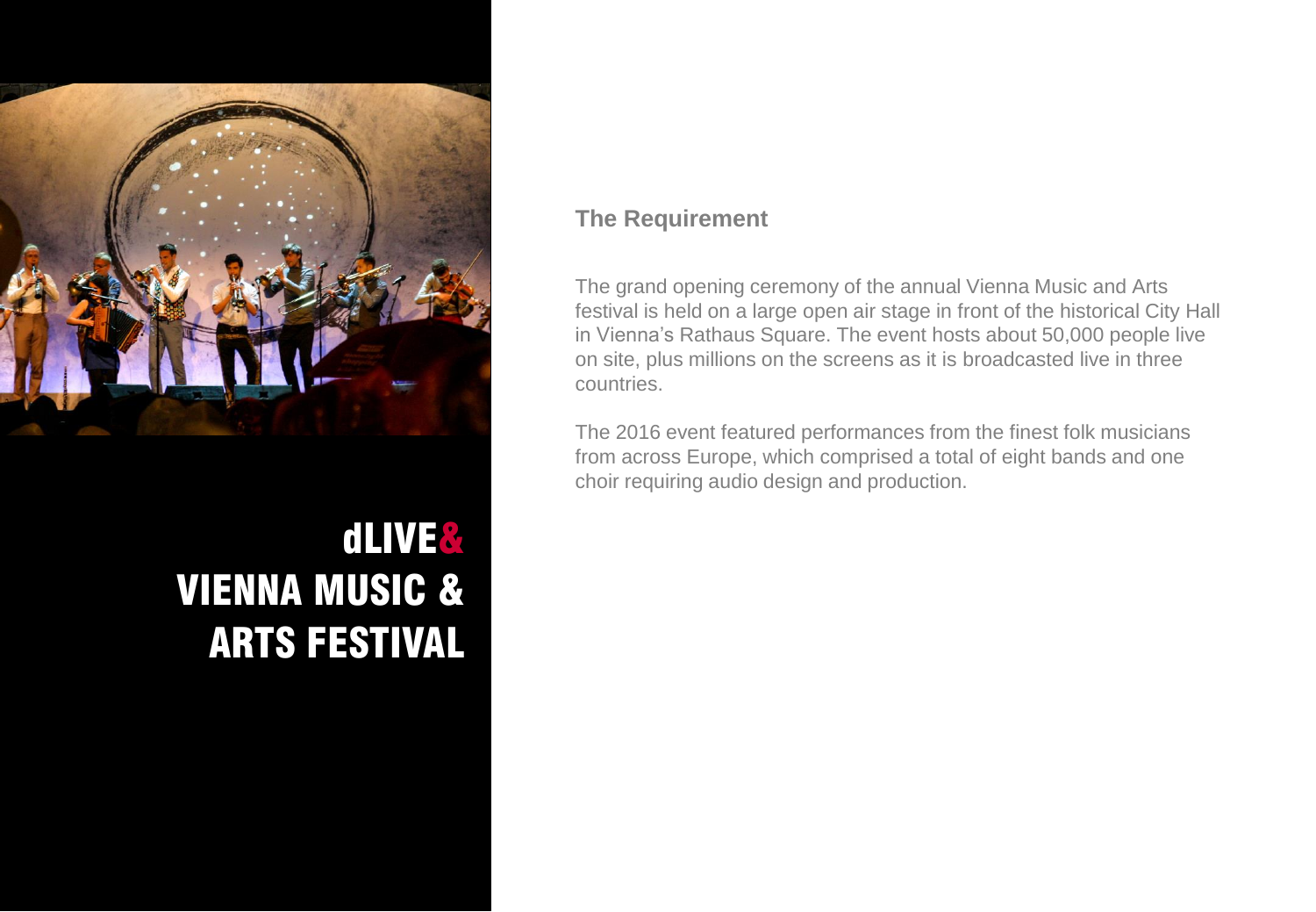# dLIVE& VIENNA MUSIC & ARTS FESTIVAL

## The Requirement

The grand opening ceremony of the annual Vienna Music and Arts festival is held on a large open air stage in front of the historical City Hall in Vienna's Rathaus Square. The event hosts about 50,000 people live on site, plus millions on the screens as it is broadcasted live in three countries.

The 2016 event featured performances from the finest folk musicians from across Europe, which comprised a total of eight bands and one choir requiring audio design and production.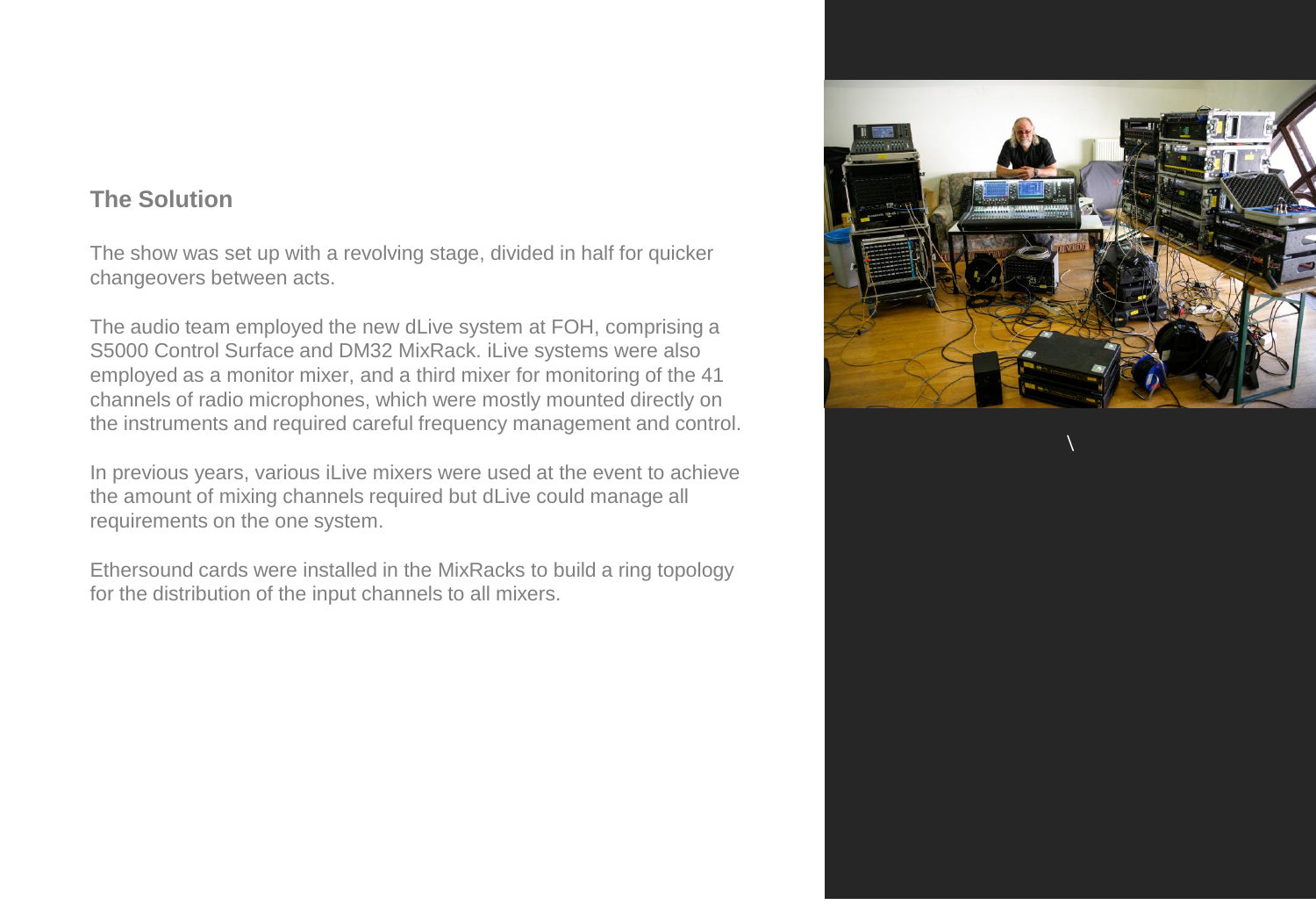## The Solution

The show was set up with a revolving stage, divided in half for quicker changeovers between acts.

The audio team employed the new dLive system at FOH, comprising a S5000 Control Surface and DM32 MixRack. iLive systems were also employed as a monitor mixer, and a third mixer for monitoring of the 41 channels of radio microphones, which were mostly mounted directly on the instruments and required careful frequency management and control.

In previous years, various iLive mixers were used at the event to achieve the amount of mixing channels required but dLive could manage all requirements on the one system.

Ethersound cards were installed in the MixRacks to build a ring topology for the distribution of the input channels to all mixers.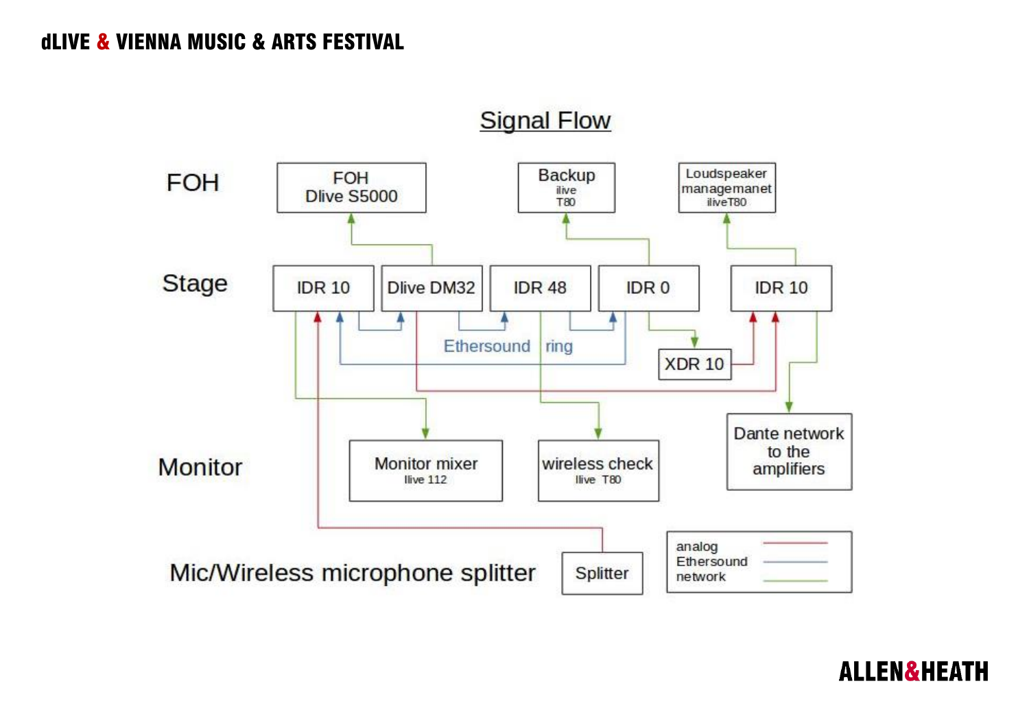Signal Flow

FOH

FOH
Dlive S5000

Backup
ilive
T80

Loudspeaker
managemanet
iliveT80

Stage

IDR 10

Dlive DM32

IDR 48

IDR 0

IDR 10

Ethersound ring

XDR 10

Monitor

Monitor mixer
Ilive 112

wireless check
Ilive T80

Dante network
to the
amplifiers

Mic/Wireless microphone splitter

Splitter

analog
Ethersound
network